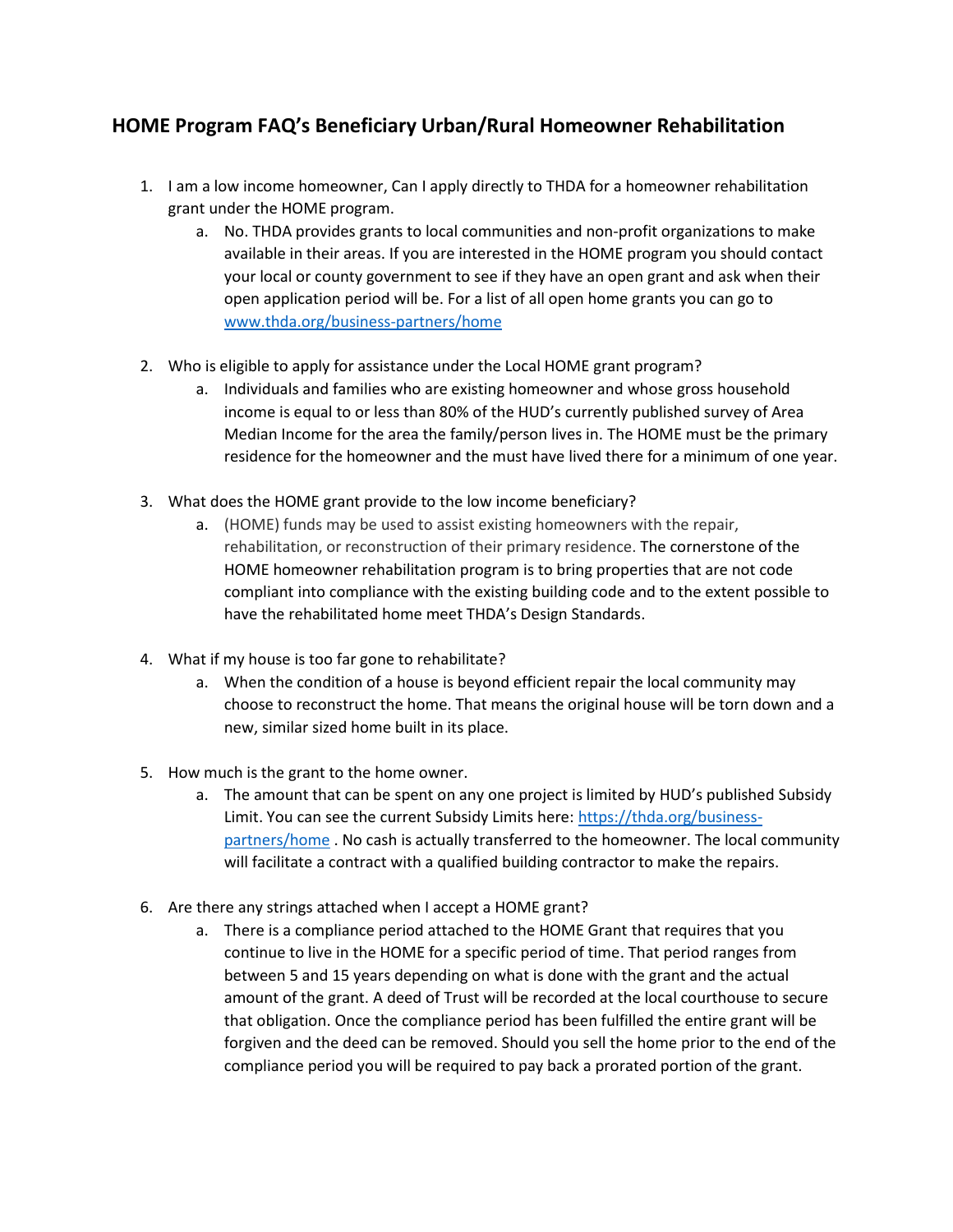## HOME Program FAQ's Beneficiary Urban/Rural Homeowner Rehabilitation

1. I am a low income homeowner, Can I apply directly to THDA for a homeowner rehabilitation grant under the HOME program.
   a. No. THDA provides grants to local communities and non-profit organizations to make available in their areas. If you are interested in the HOME program you should contact your local or county government to see if they have an open grant and ask when their open application period will be. For a list of all open home grants you can go to [www.thda.org/business-partners/home](www.thda.org/business-partners/home)

2. Who is eligible to apply for assistance under the Local HOME grant program?
   a. Individuals and families who are existing homeowner and whose gross household income is equal to or less than 80% of the HUD's currently published survey of Area Median Income for the area the family/person lives in. The HOME must be the primary residence for the homeowner and the must have lived there for a minimum of one year.

3. What does the HOME grant provide to the low income beneficiary?
   a. (HOME) funds may be used to assist existing homeowners with the repair, rehabilitation, or reconstruction of their primary residence. The cornerstone of the HOME homeowner rehabilitation program is to bring properties that are not code compliant into compliance with the existing building code and to the extent possible to have the rehabilitated home meet THDA's Design Standards.

4. What if my house is too far gone to rehabilitate?
   a. When the condition of a house is beyond efficient repair the local community may choose to reconstruct the home. That means the original house will be torn down and a new, similar sized home built in its place.

5. How much is the grant to the home owner.
   a. The amount that can be spent on any one project is limited by HUD's published Subsidy Limit. You can see the current Subsidy Limits here: [https://thda.org/business-partners/home](https://thda.org/business-partners/home) . No cash is actually transferred to the homeowner. The local community will facilitate a contract with a qualified building contractor to make the repairs.

6. Are there any strings attached when I accept a HOME grant?
   a. There is a compliance period attached to the HOME Grant that requires that you continue to live in the HOME for a specific period of time. That period ranges from between 5 and 15 years depending on what is done with the grant and the actual amount of the grant. A deed of Trust will be recorded at the local courthouse to secure that obligation. Once the compliance period has been fulfilled the entire grant will be forgiven and the deed can be removed. Should you sell the home prior to the end of the compliance period you will be required to pay back a prorated portion of the grant.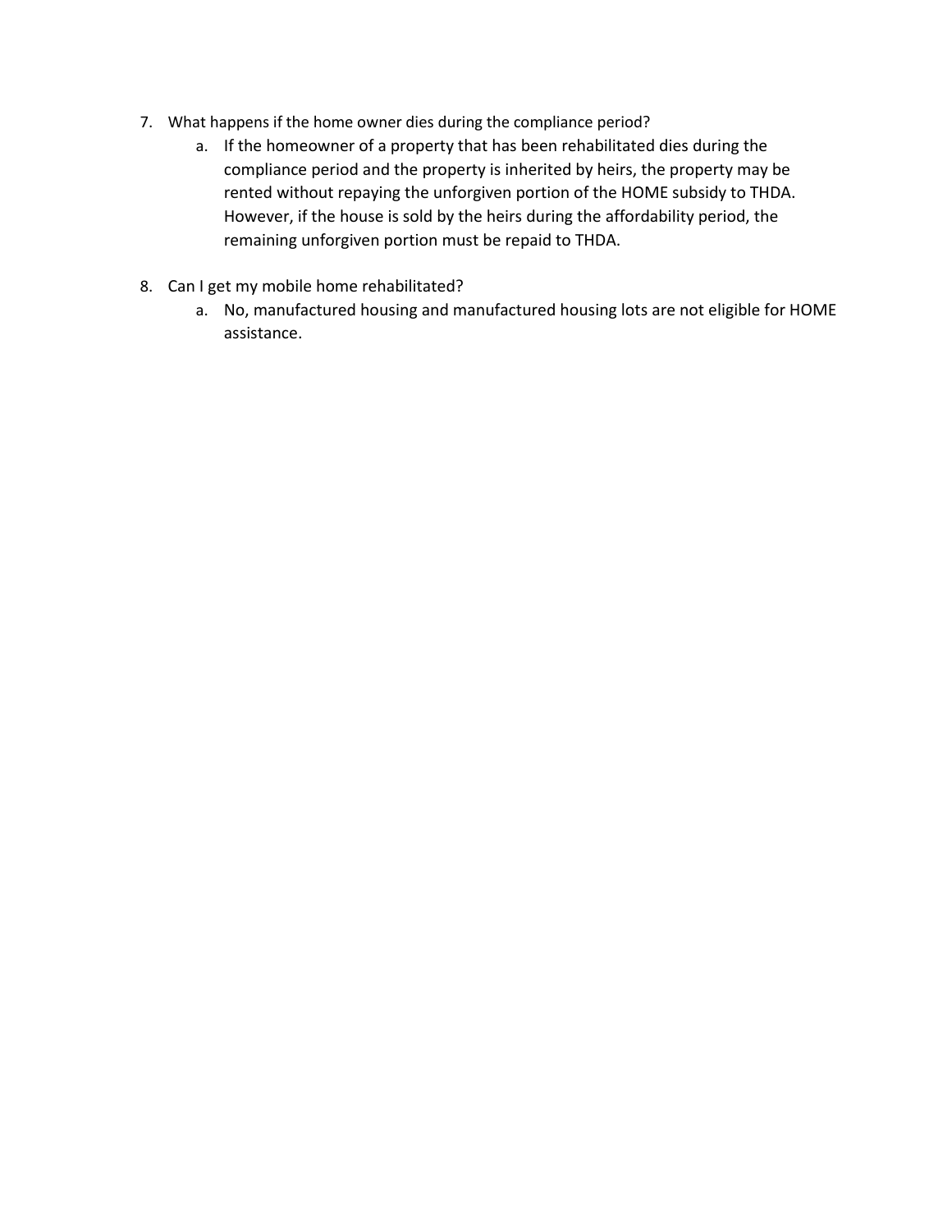7. What happens if the home owner dies during the compliance period?
    a. If the homeowner of a property that has been rehabilitated dies during the compliance period and the property is inherited by heirs, the property may be rented without repaying the unforgiven portion of the HOME subsidy to THDA. However, if the house is sold by the heirs during the affordability period, the remaining unforgiven portion must be repaid to THDA.

8. Can I get my mobile home rehabilitated?
    a. No, manufactured housing and manufactured housing lots are not eligible for HOME assistance.